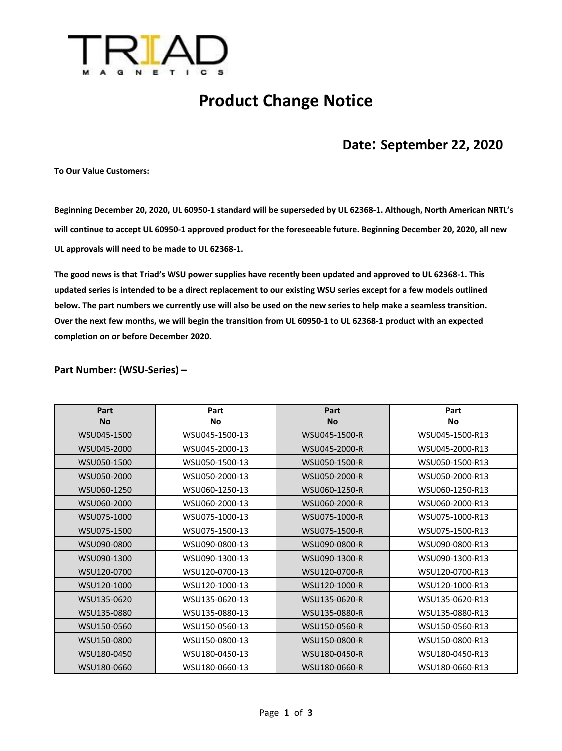TRIAD MAGNETICS

# Product Change Notice

## Date: September 22, 2020

**To Our Value Customers:**

**Beginning December 20, 2020, UL 60950-1 standard will be superseded by UL 62368-1. Although, North American NRTL's will continue to accept UL 60950-1 approved product for the foreseeable future. Beginning December 20, 2020, all new UL approvals will need to be made to UL 62368-1.**

**The good news is that Triad's WSU power supplies have recently been updated and approved to UL 62368-1. This updated series is intended to be a direct replacement to our existing WSU series except for a few models outlined below. The part numbers we currently use will also be used on the new series to help make a seamless transition. Over the next few months, we will begin the transition from UL 60950-1 to UL 62368-1 product with an expected completion on or before December 2020.**

### Part Number: (WSU-Series) –

| Part No | Part No | Part No | Part No |
|---|---|---|---|
| WSU045-1500 | WSU045-1500-13 | WSU045-1500-R | WSU045-1500-R13 |
| WSU045-2000 | WSU045-2000-13 | WSU045-2000-R | WSU045-2000-R13 |
| WSU050-1500 | WSU050-1500-13 | WSU050-1500-R | WSU050-1500-R13 |
| WSU050-2000 | WSU050-2000-13 | WSU050-2000-R | WSU050-2000-R13 |
| WSU060-1250 | WSU060-1250-13 | WSU060-1250-R | WSU060-1250-R13 |
| WSU060-2000 | WSU060-2000-13 | WSU060-2000-R | WSU060-2000-R13 |
| WSU075-1000 | WSU075-1000-13 | WSU075-1000-R | WSU075-1000-R13 |
| WSU075-1500 | WSU075-1500-13 | WSU075-1500-R | WSU075-1500-R13 |
| WSU090-0800 | WSU090-0800-13 | WSU090-0800-R | WSU090-0800-R13 |
| WSU090-1300 | WSU090-1300-13 | WSU090-1300-R | WSU090-1300-R13 |
| WSU120-0700 | WSU120-0700-13 | WSU120-0700-R | WSU120-0700-R13 |
| WSU120-1000 | WSU120-1000-13 | WSU120-1000-R | WSU120-1000-R13 |
| WSU135-0620 | WSU135-0620-13 | WSU135-0620-R | WSU135-0620-R13 |
| WSU135-0880 | WSU135-0880-13 | WSU135-0880-R | WSU135-0880-R13 |
| WSU150-0560 | WSU150-0560-13 | WSU150-0560-R | WSU150-0560-R13 |
| WSU150-0800 | WSU150-0800-13 | WSU150-0800-R | WSU150-0800-R13 |
| WSU180-0450 | WSU180-0450-13 | WSU180-0450-R | WSU180-0450-R13 |
| WSU180-0660 | WSU180-0660-13 | WSU180-0660-R | WSU180-0660-R13 |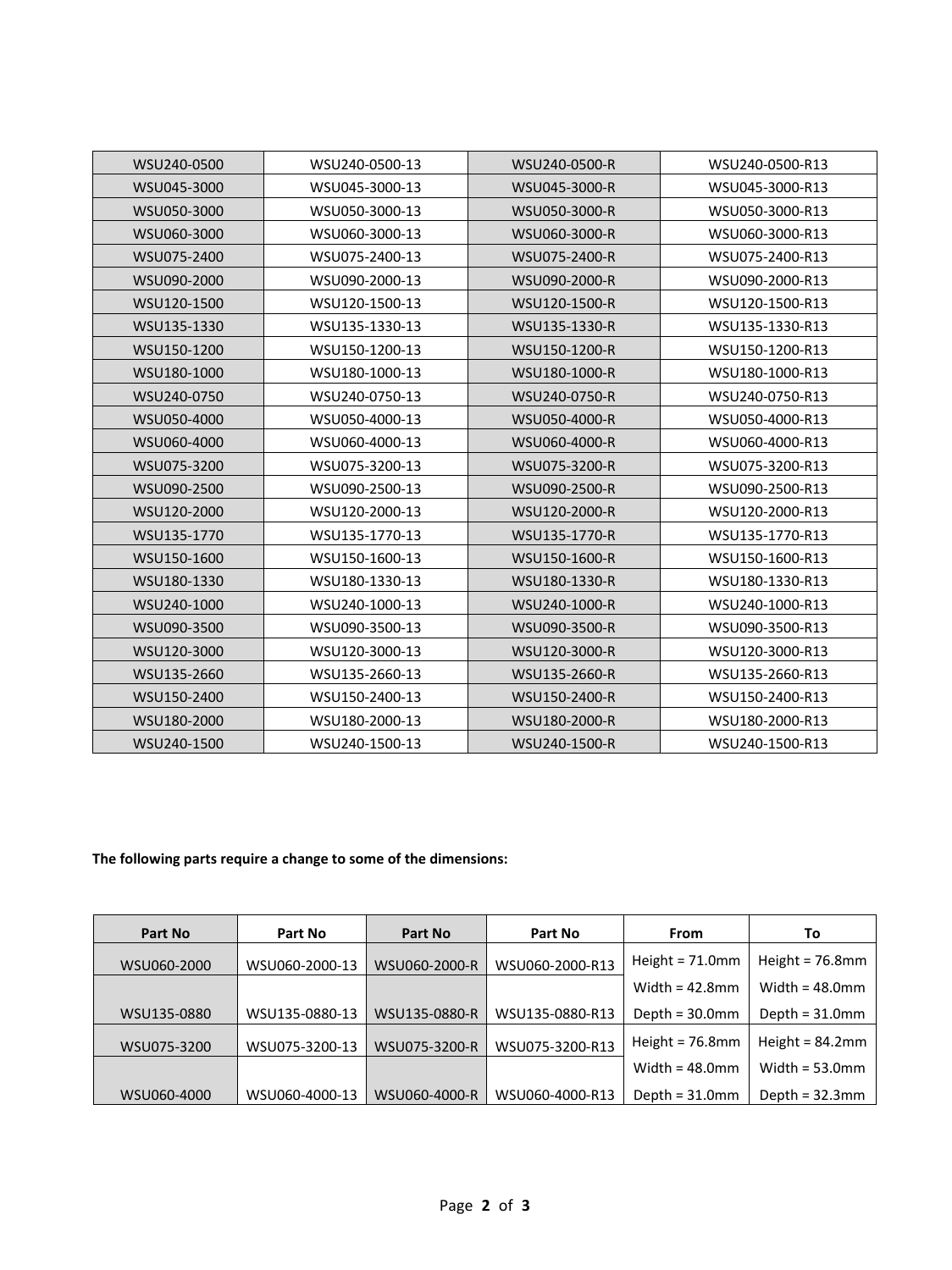| WSU240-0500 | WSU240-0500-13 | WSU240-0500-R | WSU240-0500-R13 |
|---|---|---|---|
| WSU045-3000 | WSU045-3000-13 | WSU045-3000-R | WSU045-3000-R13 |
| WSU050-3000 | WSU050-3000-13 | WSU050-3000-R | WSU050-3000-R13 |
| WSU060-3000 | WSU060-3000-13 | WSU060-3000-R | WSU060-3000-R13 |
| WSU075-2400 | WSU075-2400-13 | WSU075-2400-R | WSU075-2400-R13 |
| WSU090-2000 | WSU090-2000-13 | WSU090-2000-R | WSU090-2000-R13 |
| WSU120-1500 | WSU120-1500-13 | WSU120-1500-R | WSU120-1500-R13 |
| WSU135-1330 | WSU135-1330-13 | WSU135-1330-R | WSU135-1330-R13 |
| WSU150-1200 | WSU150-1200-13 | WSU150-1200-R | WSU150-1200-R13 |
| WSU180-1000 | WSU180-1000-13 | WSU180-1000-R | WSU180-1000-R13 |
| WSU240-0750 | WSU240-0750-13 | WSU240-0750-R | WSU240-0750-R13 |
| WSU050-4000 | WSU050-4000-13 | WSU050-4000-R | WSU050-4000-R13 |
| WSU060-4000 | WSU060-4000-13 | WSU060-4000-R | WSU060-4000-R13 |
| WSU075-3200 | WSU075-3200-13 | WSU075-3200-R | WSU075-3200-R13 |
| WSU090-2500 | WSU090-2500-13 | WSU090-2500-R | WSU090-2500-R13 |
| WSU120-2000 | WSU120-2000-13 | WSU120-2000-R | WSU120-2000-R13 |
| WSU135-1770 | WSU135-1770-13 | WSU135-1770-R | WSU135-1770-R13 |
| WSU150-1600 | WSU150-1600-13 | WSU150-1600-R | WSU150-1600-R13 |
| WSU180-1330 | WSU180-1330-13 | WSU180-1330-R | WSU180-1330-R13 |
| WSU240-1000 | WSU240-1000-13 | WSU240-1000-R | WSU240-1000-R13 |
| WSU090-3500 | WSU090-3500-13 | WSU090-3500-R | WSU090-3500-R13 |
| WSU120-3000 | WSU120-3000-13 | WSU120-3000-R | WSU120-3000-R13 |
| WSU135-2660 | WSU135-2660-13 | WSU135-2660-R | WSU135-2660-R13 |
| WSU150-2400 | WSU150-2400-13 | WSU150-2400-R | WSU150-2400-R13 |
| WSU180-2000 | WSU180-2000-13 | WSU180-2000-R | WSU180-2000-R13 |
| WSU240-1500 | WSU240-1500-13 | WSU240-1500-R | WSU240-1500-R13 |

**The following parts require a change to some of the dimensions:**

| Part No | Part No | Part No | Part No | From | To |
|---|---|---|---|---|---|
| WSU060-2000 | WSU060-2000-13 | WSU060-2000-R | WSU060-2000-R13 | Height = 71.0mm | Height = 76.8mm |
| | | | | Width = 42.8mm | Width = 48.0mm |
| WSU135-0880 | WSU135-0880-13 | WSU135-0880-R | WSU135-0880-R13 | Depth = 30.0mm | Depth = 31.0mm |
| WSU075-3200 | WSU075-3200-13 | WSU075-3200-R | WSU075-3200-R13 | Height = 76.8mm | Height = 84.2mm |
| | | | | Width = 48.0mm | Width = 53.0mm |
| WSU060-4000 | WSU060-4000-13 | WSU060-4000-R | WSU060-4000-R13 | Depth = 31.0mm | Depth = 32.3mm |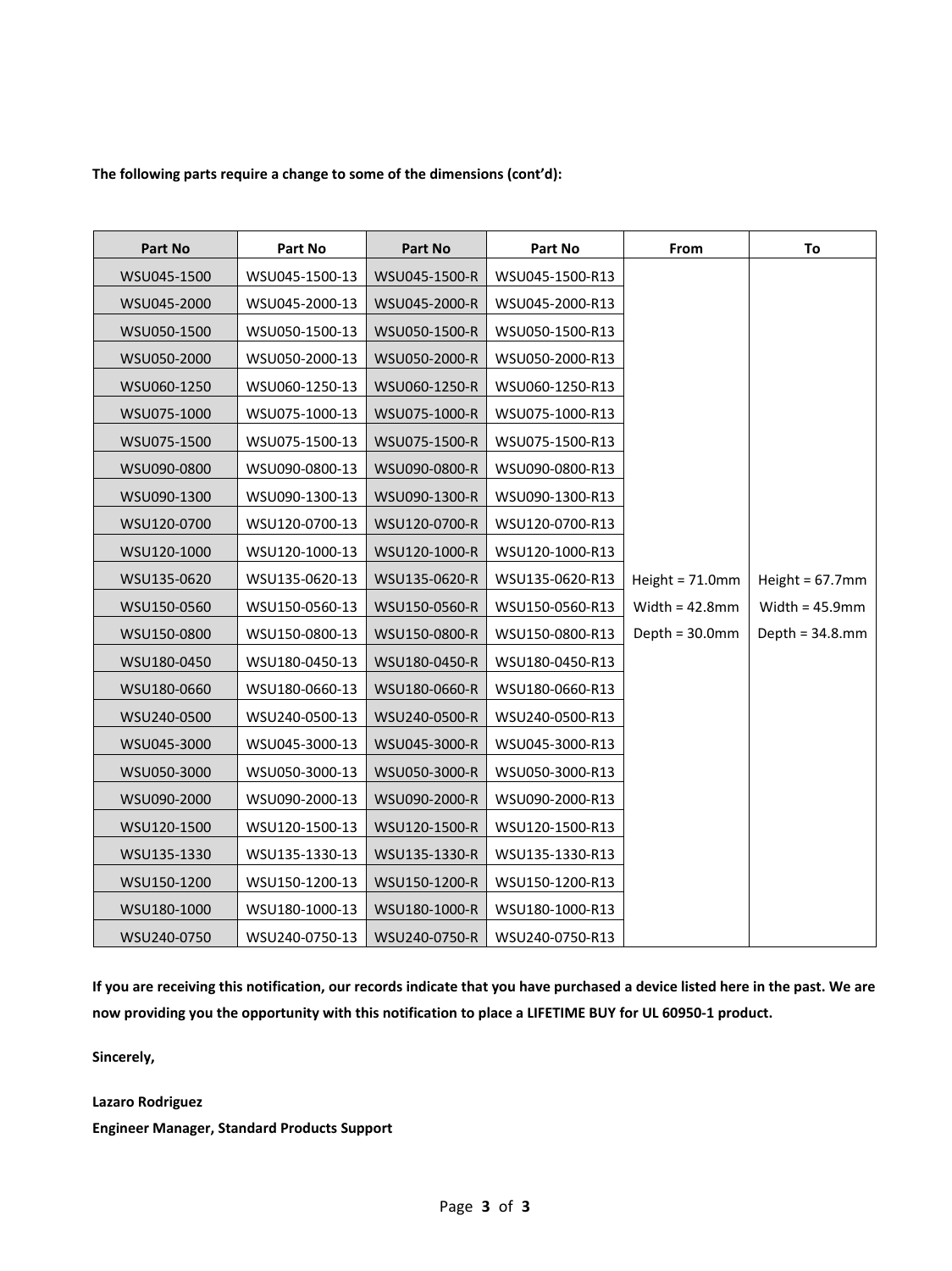**The following parts require a change to some of the dimensions (cont'd):**

| Part No | Part No | Part No | Part No | From | To |
|---|---|---|---|---|---|
| WSU045-1500 | WSU045-1500-13 | WSU045-1500-R | WSU045-1500-R13 | Height = 71.0mm<br>Width = 42.8mm<br>Depth = 30.0mm | Height = 67.7mm<br>Width = 45.9mm<br>Depth = 34.8.mm |
| WSU045-2000 | WSU045-2000-13 | WSU045-2000-R | WSU045-2000-R13 | | |
| WSU050-1500 | WSU050-1500-13 | WSU050-1500-R | WSU050-1500-R13 | | |
| WSU050-2000 | WSU050-2000-13 | WSU050-2000-R | WSU050-2000-R13 | | |
| WSU060-1250 | WSU060-1250-13 | WSU060-1250-R | WSU060-1250-R13 | | |
| WSU075-1000 | WSU075-1000-13 | WSU075-1000-R | WSU075-1000-R13 | | |
| WSU075-1500 | WSU075-1500-13 | WSU075-1500-R | WSU075-1500-R13 | | |
| WSU090-0800 | WSU090-0800-13 | WSU090-0800-R | WSU090-0800-R13 | | |
| WSU090-1300 | WSU090-1300-13 | WSU090-1300-R | WSU090-1300-R13 | | |
| WSU120-0700 | WSU120-0700-13 | WSU120-0700-R | WSU120-0700-R13 | | |
| WSU120-1000 | WSU120-1000-13 | WSU120-1000-R | WSU120-1000-R13 | | |
| WSU135-0620 | WSU135-0620-13 | WSU135-0620-R | WSU135-0620-R13 | | |
| WSU150-0560 | WSU150-0560-13 | WSU150-0560-R | WSU150-0560-R13 | | |
| WSU150-0800 | WSU150-0800-13 | WSU150-0800-R | WSU150-0800-R13 | | |
| WSU180-0450 | WSU180-0450-13 | WSU180-0450-R | WSU180-0450-R13 | | |
| WSU180-0660 | WSU180-0660-13 | WSU180-0660-R | WSU180-0660-R13 | | |
| WSU240-0500 | WSU240-0500-13 | WSU240-0500-R | WSU240-0500-R13 | | |
| WSU045-3000 | WSU045-3000-13 | WSU045-3000-R | WSU045-3000-R13 | | |
| WSU050-3000 | WSU050-3000-13 | WSU050-3000-R | WSU050-3000-R13 | | |
| WSU090-2000 | WSU090-2000-13 | WSU090-2000-R | WSU090-2000-R13 | | |
| WSU120-1500 | WSU120-1500-13 | WSU120-1500-R | WSU120-1500-R13 | | |
| WSU135-1330 | WSU135-1330-13 | WSU135-1330-R | WSU135-1330-R13 | | |
| WSU150-1200 | WSU150-1200-13 | WSU150-1200-R | WSU150-1200-R13 | | |
| WSU180-1000 | WSU180-1000-13 | WSU180-1000-R | WSU180-1000-R13 | | |
| WSU240-0750 | WSU240-0750-13 | WSU240-0750-R | WSU240-0750-R13 | | |

**If you are receiving this notification, our records indicate that you have purchased a device listed here in the past. We are now providing you the opportunity with this notification to place a LIFETIME BUY for UL 60950-1 product.**

**Sincerely,**

**Lazaro Rodriguez**

**Engineer Manager, Standard Products Support**